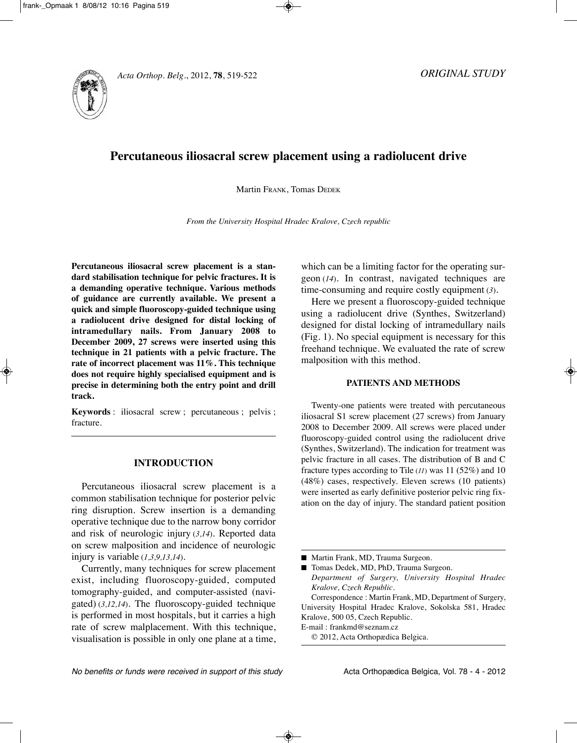*ORIGINAL STUDY*

# Percutaneous iliosacral screw placement using a radiolucent drive

Martin Frank, Tomas Dedek

*From the University Hospital Hradec Kralove, Czech republic*

**Percutaneous iliosacral screw placement is a standard stabilisation technique for pelvic fractures. It is a demanding operative technique. Various methods of guidance are currently available. We present a quick and simple fluoroscopy-guided technique using a radiolucent drive designed for distal locking of intramedullary nails. From January 2008 to December 2009, 27 screws were inserted using this technique in 21 patients with a pelvic fracture. The rate of incorrect placement was 11%. This technique does not require highly specialised equipment and is precise in determining both the entry point and drill track.**

**Keywords** : iliosacral screw ; percutaneous ; pelvis ; fracture.

## INTRODUCTION

Percutaneous iliosacral screw placement is a common stabilisation technique for posterior pelvic ring disruption. Screw insertion is a demanding operative technique due to the narrow bony corridor and risk of neurologic injury (*3,14*). Reported data on screw malposition and incidence of neurologic injury is variable (*1,3,9,13,14*).

Currently, many techniques for screw placement exist, including fluoroscopy-guided, computed tomography-guided, and computer-assisted (navigated) (*3,12,14*). The fluoroscopy-guided technique is performed in most hospitals, but it carries a high rate of screw malplacement. With this technique, visualisation is possible in only one plane at a time, which can be a limiting factor for the operating surgeon (*14*). In contrast, navigated techniques are time-consuming and require costly equipment (*3*).

Here we present a fluoroscopy-guided technique using a radiolucent drive (Synthes, Switzerland) designed for distal locking of intramedullary nails (Fig. 1). No special equipment is necessary for this freehand technique. We evaluated the rate of screw malposition with this method.

## PATIENTS AND METHODS

Twenty-one patients were treated with percutaneous iliosacral S1 screw placement (27 screws) from January 2008 to December 2009. All screws were placed under fluoroscopy-guided control using the radiolucent drive (Synthes, Switzerland). The indication for treatment was pelvic fracture in all cases. The distribution of B and C fracture types according to Tile (*11*) was 11 (52%) and 10 (48%) cases, respectively. Eleven screws (10 patients) were inserted as early definitive posterior pelvic ring fixation on the day of injury. The standard patient position

---

- Martin Frank, MD, Trauma Surgeon.
- Tomas Dedek, MD, PhD, Trauma Surgeon.
  *Department of Surgery, University Hospital Hradec Kralove, Czech Republic.*

Correspondence : Martin Frank, MD, Department of Surgery, University Hospital Hradec Kralove, Sokolska 581, Hradec Kralove, 500 05, Czech Republic.
E-mail : frankmd@seznam.cz
© 2012, Acta Orthopædica Belgica.

*No benefits or funds were received in support of this study*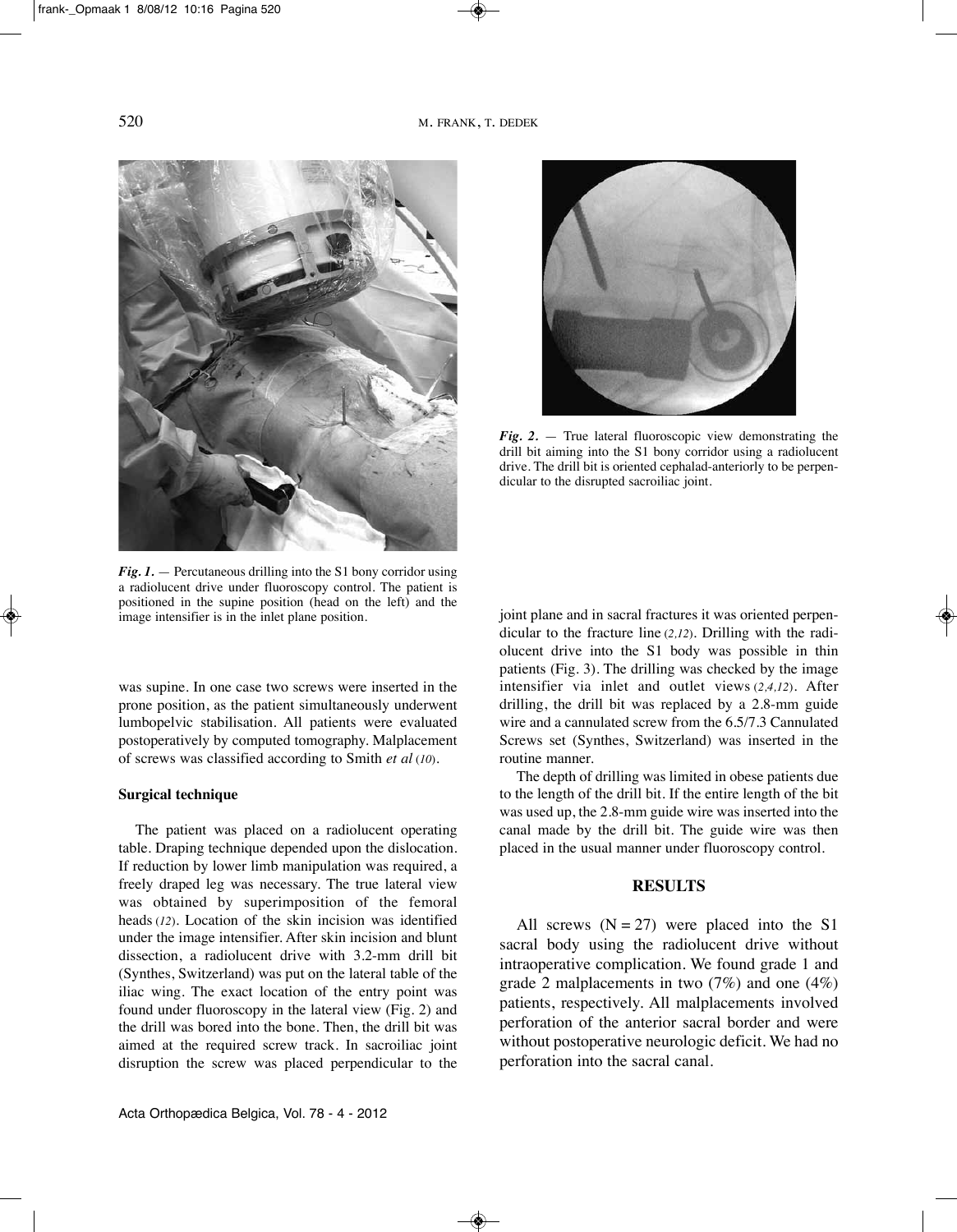*Fig. 1.* — Percutaneous drilling into the S1 bony corridor using a radiolucent drive under fluoroscopy control. The patient is positioned in the supine position (head on the left) and the image intensifier is in the inlet plane position.

*Fig. 2.* — True lateral fluoroscopic view demonstrating the drill bit aiming into the S1 bony corridor using a radiolucent drive. The drill bit is oriented cephalad-anteriorly to be perpendicular to the disrupted sacroiliac joint.

was supine. In one case two screws were inserted in the prone position, as the patient simultaneously underwent lumbopelvic stabilisation. All patients were evaluated postoperatively by computed tomography. Malplacement of screws was classified according to Smith *et al* (10).

**Surgical technique**

The patient was placed on a radiolucent operating table. Draping technique depended upon the dislocation. If reduction by lower limb manipulation was required, a freely draped leg was necessary. The true lateral view was obtained by superimposition of the femoral heads (12). Location of the skin incision was identified under the image intensifier. After skin incision and blunt dissection, a radiolucent drive with 3.2-mm drill bit (Synthes, Switzerland) was put on the lateral table of the iliac wing. The exact location of the entry point was found under fluoroscopy in the lateral view (Fig. 2) and the drill was bored into the bone. Then, the drill bit was aimed at the required screw track. In sacroiliac joint disruption the screw was placed perpendicular to the joint plane and in sacral fractures it was oriented perpendicular to the fracture line (2,12). Drilling with the radiolucent drive into the S1 body was possible in thin patients (Fig. 3). The drilling was checked by the image intensifier via inlet and outlet views (2,4,12). After drilling, the drill bit was replaced by a 2.8-mm guide wire and a cannulated screw from the 6.5/7.3 Cannulated Screws set (Synthes, Switzerland) was inserted in the routine manner.

The depth of drilling was limited in obese patients due to the length of the drill bit. If the entire length of the bit was used up, the 2.8-mm guide wire was inserted into the canal made by the drill bit. The guide wire was then placed in the usual manner under fluoroscopy control.

## RESULTS

All screws (N = 27) were placed into the S1 sacral body using the radiolucent drive without intraoperative complication. We found grade 1 and grade 2 malplacements in two (7%) and one (4%) patients, respectively. All malplacements involved perforation of the anterior sacral border and were without postoperative neurologic deficit. We had no perforation into the sacral canal.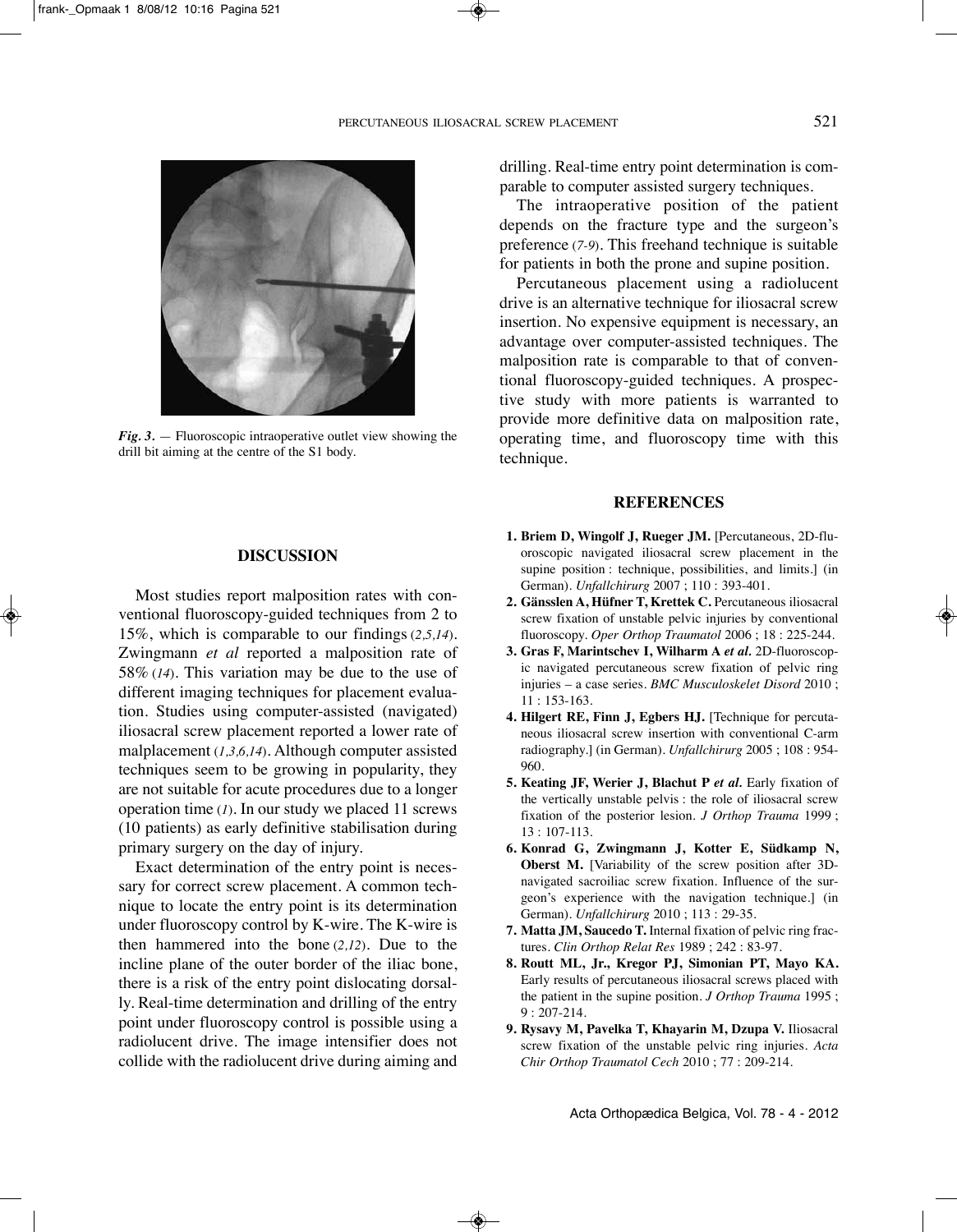*Fig. 3.* — Fluoroscopic intraoperative outlet view showing the drill bit aiming at the centre of the S1 body.

## DISCUSSION

Most studies report malposition rates with conventional fluoroscopy-guided techniques from 2 to 15%, which is comparable to our findings (*2,5,14*). Zwingmann *et al* reported a malposition rate of 58% (*14*). This variation may be due to the use of different imaging techniques for placement evaluation. Studies using computer-assisted (navigated) iliosacral screw placement reported a lower rate of malplacement (*1,3,6,14*). Although computer assisted techniques seem to be growing in popularity, they are not suitable for acute procedures due to a longer operation time (*1*). In our study we placed 11 screws (10 patients) as early definitive stabilisation during primary surgery on the day of injury.

Exact determination of the entry point is necessary for correct screw placement. A common technique to locate the entry point is its determination under fluoroscopy control by K-wire. The K-wire is then hammered into the bone (*2,12*). Due to the incline plane of the outer border of the iliac bone, there is a risk of the entry point dislocating dorsally. Real-time determination and drilling of the entry point under fluoroscopy control is possible using a radiolucent drive. The image intensifier does not collide with the radiolucent drive during aiming and drilling. Real-time entry point determination is comparable to computer assisted surgery techniques.

The intraoperative position of the patient depends on the fracture type and the surgeon's preference (*7-9*). This freehand technique is suitable for patients in both the prone and supine position.

Percutaneous placement using a radiolucent drive is an alternative technique for iliosacral screw insertion. No expensive equipment is necessary, an advantage over computer-assisted techniques. The malposition rate is comparable to that of conventional fluoroscopy-guided techniques. A prospective study with more patients is warranted to provide more definitive data on malposition rate, operating time, and fluoroscopy time with this technique.

## REFERENCES

1. **Briem D, Wingolf J, Rueger JM.** [Percutaneous, 2D-fluoroscopic navigated iliosacral screw placement in the supine position : technique, possibilities, and limits.] (in German). *Unfallchirurg* 2007 ; 110 : 393-401.
2. **Gänsslen A, Hüfner T, Krettek C.** Percutaneous iliosacral screw fixation of unstable pelvic injuries by conventional fluoroscopy. *Oper Orthop Traumatol* 2006 ; 18 : 225-244.
3. **Gras F, Marintschev I, Wilharm A *et al.*** 2D-fluoroscopic navigated percutaneous screw fixation of pelvic ring injuries – a case series. *BMC Musculoskelet Disord* 2010 ; 11 : 153-163.
4. **Hilgert RE, Finn J, Egbers HJ.** [Technique for percutaneous iliosacral screw insertion with conventional C-arm radiography.] (in German). *Unfallchirurg* 2005 ; 108 : 954-960.
5. **Keating JF, Werier J, Blachut P *et al.*** Early fixation of the vertically unstable pelvis : the role of iliosacral screw fixation of the posterior lesion. *J Orthop Trauma* 1999 ; 13 : 107-113.
6. **Konrad G, Zwingmann J, Kotter E, Südkamp N, Oberst M.** [Variability of the screw position after 3D-navigated sacroiliac screw fixation. Influence of the surgeon's experience with the navigation technique.] (in German). *Unfallchirurg* 2010 ; 113 : 29-35.
7. **Matta JM, Saucedo T.** Internal fixation of pelvic ring fractures. *Clin Orthop Relat Res* 1989 ; 242 : 83-97.
8. **Routt ML, Jr., Kregor PJ, Simonian PT, Mayo KA.** Early results of percutaneous iliosacral screws placed with the patient in the supine position. *J Orthop Trauma* 1995 ; 9 : 207-214.
9. **Rysavy M, Pavelka T, Khayarin M, Dzupa V.** Iliosacral screw fixation of the unstable pelvic ring injuries. *Acta Chir Orthop Traumatol Cech* 2010 ; 77 : 209-214.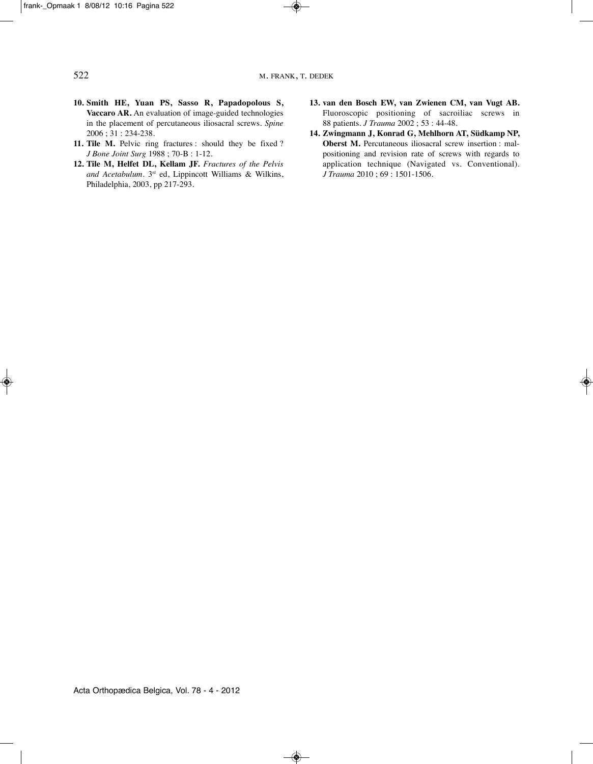10. **Smith HE, Yuan PS, Sasso R, Papadopolous S, Vaccaro AR.** An evaluation of image-guided technologies in the placement of percutaneous iliosacral screws. *Spine* 2006 ; 31 : 234-238.
11. **Tile M.** Pelvic ring fractures : should they be fixed ? *J Bone Joint Surg* 1988 ; 70-B : 1-12.
12. **Tile M, Helfet DL, Kellam JF.** *Fractures of the Pelvis and Acetabulum*. 3rd ed, Lippincott Williams & Wilkins, Philadelphia, 2003, pp 217-293.
13. **van den Bosch EW, van Zwienen CM, van Vugt AB.** Fluoroscopic positioning of sacroiliac screws in 88 patients. *J Trauma* 2002 ; 53 : 44-48.
14. **Zwingmann J, Konrad G, Mehlhorn AT, Südkamp NP, Oberst M.** Percutaneous iliosacral screw insertion : malpositioning and revision rate of screws with regards to application technique (Navigated vs. Conventional). *J Trauma* 2010 ; 69 : 1501-1506.